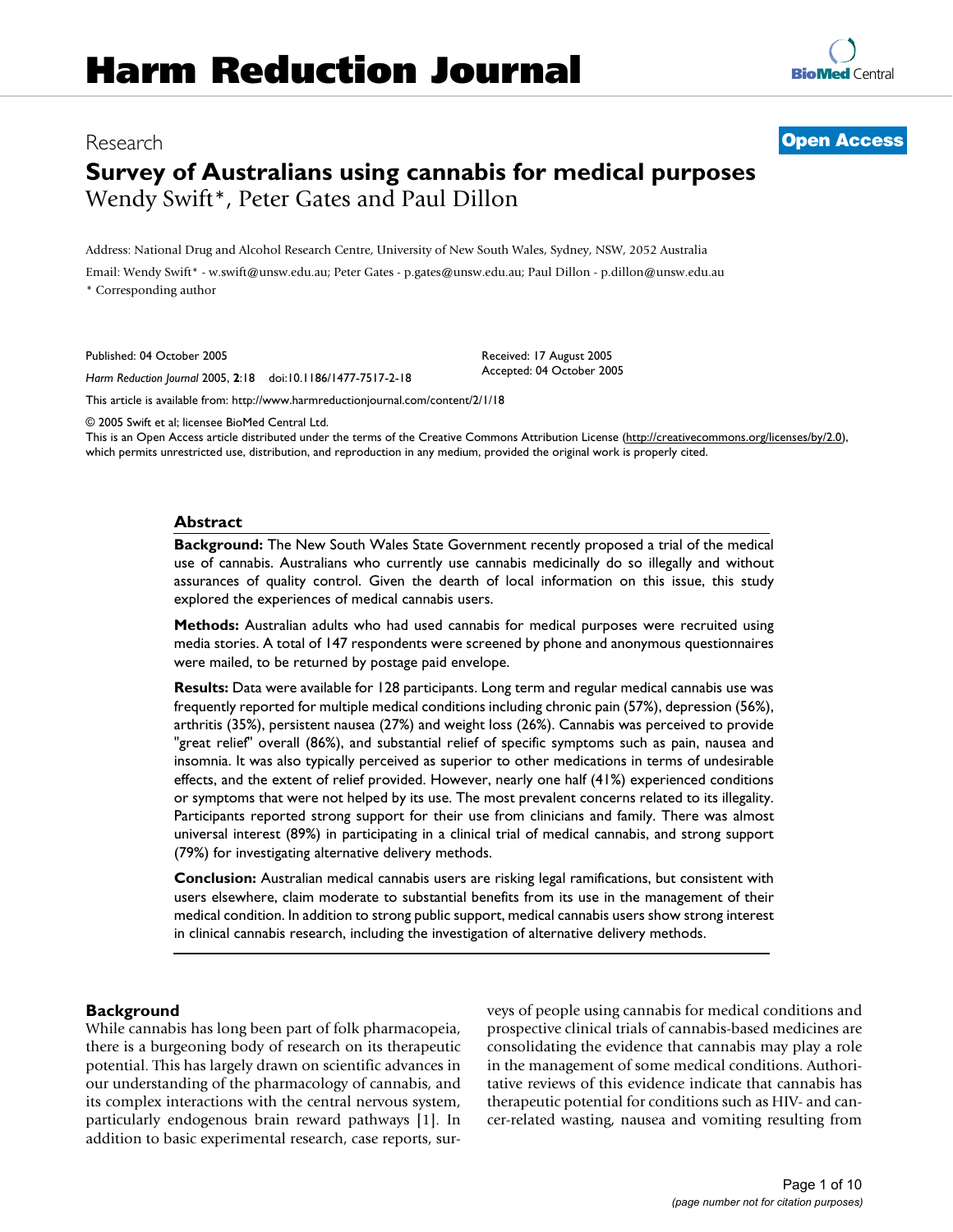# Harm Reduction Journal

Research

**Open Access**

# Survey of Australians using cannabis for medical purposes

Wendy Swift*, Peter Gates and Paul Dillon

Address: National Drug and Alcohol Research Centre, University of New South Wales, Sydney, NSW, 2052 Australia

Email: Wendy Swift* - w.swift@unsw.edu.au; Peter Gates - p.gates@unsw.edu.au; Paul Dillon - p.dillon@unsw.edu.au

* Corresponding author

Published: 04 October 2005

*Harm Reduction Journal* 2005, **2**:18 doi:10.1186/1477-7517-2-18

Received: 17 August 2005
Accepted: 04 October 2005

This article is available from: http://www.harmreductionjournal.com/content/2/1/18

© 2005 Swift et al; licensee BioMed Central Ltd.
This is an Open Access article distributed under the terms of the Creative Commons Attribution License (http://creativecommons.org/licenses/by/2.0), which permits unrestricted use, distribution, and reproduction in any medium, provided the original work is properly cited.

## Abstract

**Background:** The New South Wales State Government recently proposed a trial of the medical use of cannabis. Australians who currently use cannabis medicinally do so illegally and without assurances of quality control. Given the dearth of local information on this issue, this study explored the experiences of medical cannabis users.

**Methods:** Australian adults who had used cannabis for medical purposes were recruited using media stories. A total of 147 respondents were screened by phone and anonymous questionnaires were mailed, to be returned by postage paid envelope.

**Results:** Data were available for 128 participants. Long term and regular medical cannabis use was frequently reported for multiple medical conditions including chronic pain (57%), depression (56%), arthritis (35%), persistent nausea (27%) and weight loss (26%). Cannabis was perceived to provide "great relief" overall (86%), and substantial relief of specific symptoms such as pain, nausea and insomnia. It was also typically perceived as superior to other medications in terms of undesirable effects, and the extent of relief provided. However, nearly one half (41%) experienced conditions or symptoms that were not helped by its use. The most prevalent concerns related to its illegality. Participants reported strong support for their use from clinicians and family. There was almost universal interest (89%) in participating in a clinical trial of medical cannabis, and strong support (79%) for investigating alternative delivery methods.

**Conclusion:** Australian medical cannabis users are risking legal ramifications, but consistent with users elsewhere, claim moderate to substantial benefits from its use in the management of their medical condition. In addition to strong public support, medical cannabis users show strong interest in clinical cannabis research, including the investigation of alternative delivery methods.

## Background

While cannabis has long been part of folk pharmacopeia, there is a burgeoning body of research on its therapeutic potential. This has largely drawn on scientific advances in our understanding of the pharmacology of cannabis, and its complex interactions with the central nervous system, particularly endogenous brain reward pathways [1]. In addition to basic experimental research, case reports, surveys of people using cannabis for medical conditions and prospective clinical trials of cannabis-based medicines are consolidating the evidence that cannabis may play a role in the management of some medical conditions. Authoritative reviews of this evidence indicate that cannabis has therapeutic potential for conditions such as HIV- and cancer-related wasting, nausea and vomiting resulting from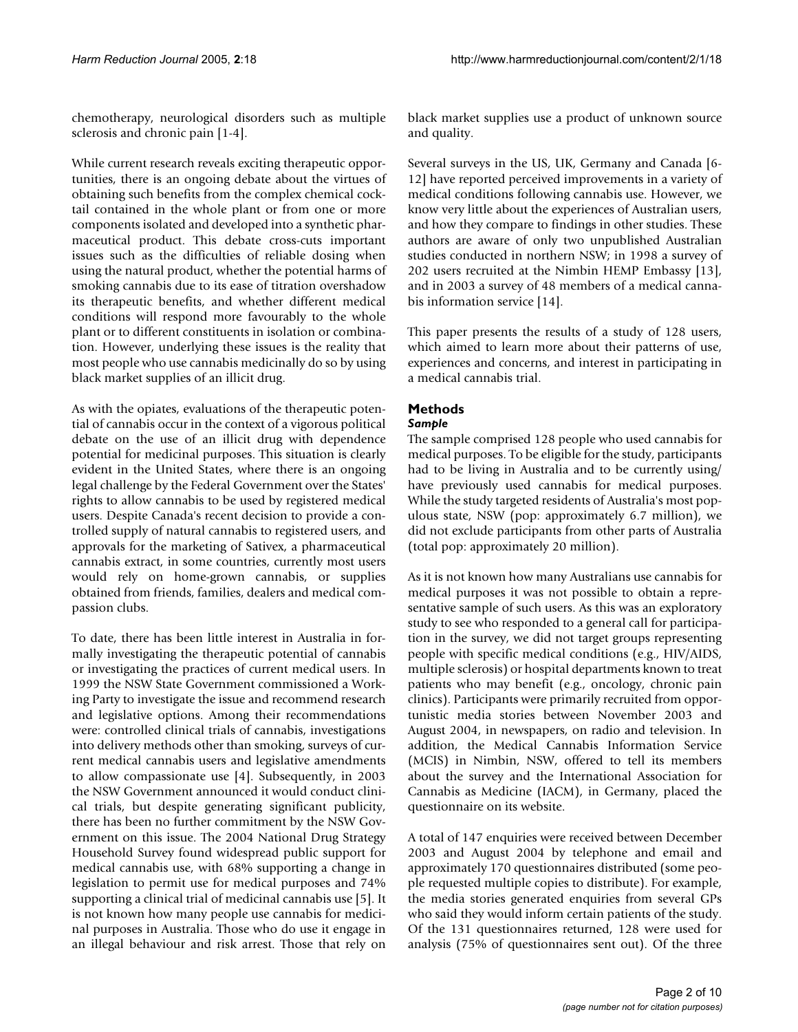chemotherapy, neurological disorders such as multiple sclerosis and chronic pain [1-4].

While current research reveals exciting therapeutic opportunities, there is an ongoing debate about the virtues of obtaining such benefits from the complex chemical cocktail contained in the whole plant or from one or more components isolated and developed into a synthetic pharmaceutical product. This debate cross-cuts important issues such as the difficulties of reliable dosing when using the natural product, whether the potential harms of smoking cannabis due to its ease of titration overshadow its therapeutic benefits, and whether different medical conditions will respond more favourably to the whole plant or to different constituents in isolation or combination. However, underlying these issues is the reality that most people who use cannabis medicinally do so by using black market supplies of an illicit drug.

As with the opiates, evaluations of the therapeutic potential of cannabis occur in the context of a vigorous political debate on the use of an illicit drug with dependence potential for medicinal purposes. This situation is clearly evident in the United States, where there is an ongoing legal challenge by the Federal Government over the States' rights to allow cannabis to be used by registered medical users. Despite Canada's recent decision to provide a controlled supply of natural cannabis to registered users, and approvals for the marketing of Sativex, a pharmaceutical cannabis extract, in some countries, currently most users would rely on home-grown cannabis, or supplies obtained from friends, families, dealers and medical compassion clubs.

To date, there has been little interest in Australia in formally investigating the therapeutic potential of cannabis or investigating the practices of current medical users. In 1999 the NSW State Government commissioned a Working Party to investigate the issue and recommend research and legislative options. Among their recommendations were: controlled clinical trials of cannabis, investigations into delivery methods other than smoking, surveys of current medical cannabis users and legislative amendments to allow compassionate use [4]. Subsequently, in 2003 the NSW Government announced it would conduct clinical trials, but despite generating significant publicity, there has been no further commitment by the NSW Government on this issue. The 2004 National Drug Strategy Household Survey found widespread public support for medical cannabis use, with 68% supporting a change in legislation to permit use for medical purposes and 74% supporting a clinical trial of medicinal cannabis use [5]. It is not known how many people use cannabis for medicinal purposes in Australia. Those who do use it engage in an illegal behaviour and risk arrest. Those that rely on black market supplies use a product of unknown source and quality.

Several surveys in the US, UK, Germany and Canada [6-12] have reported perceived improvements in a variety of medical conditions following cannabis use. However, we know very little about the experiences of Australian users, and how they compare to findings in other studies. These authors are aware of only two unpublished Australian studies conducted in northern NSW; in 1998 a survey of 202 users recruited at the Nimbin HEMP Embassy [13], and in 2003 a survey of 48 members of a medical cannabis information service [14].

This paper presents the results of a study of 128 users, which aimed to learn more about their patterns of use, experiences and concerns, and interest in participating in a medical cannabis trial.

## Methods

### *Sample*

The sample comprised 128 people who used cannabis for medical purposes. To be eligible for the study, participants had to be living in Australia and to be currently using/have previously used cannabis for medical purposes. While the study targeted residents of Australia's most populous state, NSW (pop: approximately 6.7 million), we did not exclude participants from other parts of Australia (total pop: approximately 20 million).

As it is not known how many Australians use cannabis for medical purposes it was not possible to obtain a representative sample of such users. As this was an exploratory study to see who responded to a general call for participation in the survey, we did not target groups representing people with specific medical conditions (e.g., HIV/AIDS, multiple sclerosis) or hospital departments known to treat patients who may benefit (e.g., oncology, chronic pain clinics). Participants were primarily recruited from opportunistic media stories between November 2003 and August 2004, in newspapers, on radio and television. In addition, the Medical Cannabis Information Service (MCIS) in Nimbin, NSW, offered to tell its members about the survey and the International Association for Cannabis as Medicine (IACM), in Germany, placed the questionnaire on its website.

A total of 147 enquiries were received between December 2003 and August 2004 by telephone and email and approximately 170 questionnaires distributed (some people requested multiple copies to distribute). For example, the media stories generated enquiries from several GPs who said they would inform certain patients of the study. Of the 131 questionnaires returned, 128 were used for analysis (75% of questionnaires sent out). Of the three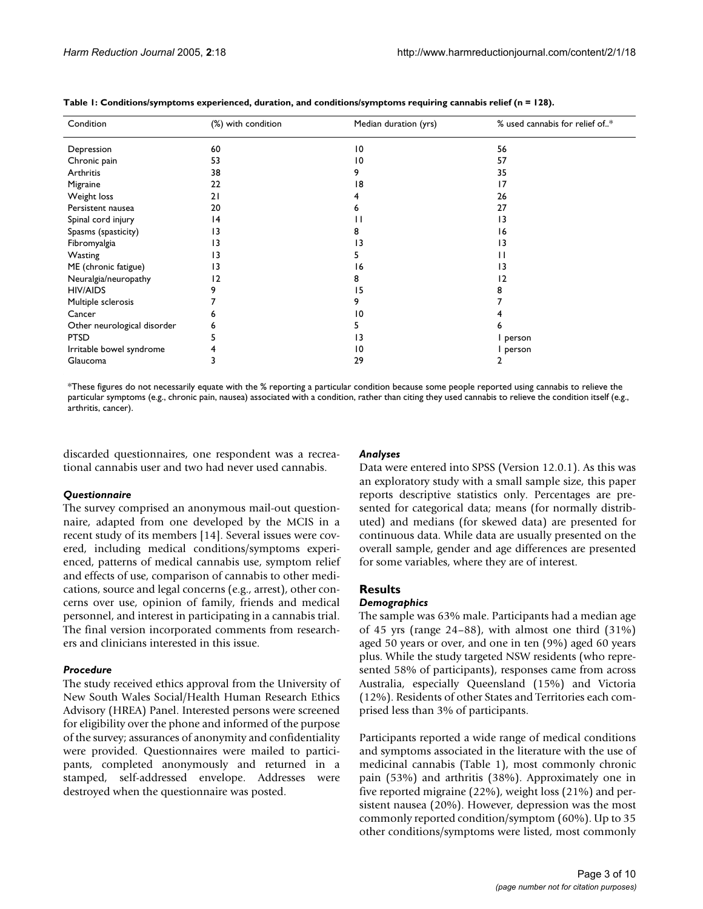**Table 1: Conditions/symptoms experienced, duration, and conditions/symptoms requiring cannabis relief (n = 128).**

| Condition | (%) with condition | Median duration (yrs) | % used cannabis for relief of..* |
|---|---|---|---|
| Depression | 60 | 10 | 56 |
| Chronic pain | 53 | 10 | 57 |
| Arthritis | 38 | 9 | 35 |
| Migraine | 22 | 18 | 17 |
| Weight loss | 21 | 4 | 26 |
| Persistent nausea | 20 | 6 | 27 |
| Spinal cord injury | 14 | 11 | 13 |
| Spasms (spasticity) | 13 | 8 | 16 |
| Fibromyalgia | 13 | 13 | 13 |
| Wasting | 13 | 5 | 11 |
| ME (chronic fatigue) | 13 | 16 | 13 |
| Neuralgia/neuropathy | 12 | 8 | 12 |
| HIV/AIDS | 9 | 15 | 8 |
| Multiple sclerosis | 7 | 9 | 7 |
| Cancer | 6 | 10 | 4 |
| Other neurological disorder | 6 | 5 | 6 |
| PTSD | 5 | 13 | 1 person |
| Irritable bowel syndrome | 4 | 10 | 1 person |
| Glaucoma | 3 | 29 | 2 |

*These figures do not necessarily equate with the % reporting a particular condition because some people reported using cannabis to relieve the particular symptoms (e.g., chronic pain, nausea) associated with a condition, rather than citing they used cannabis to relieve the condition itself (e.g., arthritis, cancer).

discarded questionnaires, one respondent was a recreational cannabis user and two had never used cannabis.

### *Questionnaire*

The survey comprised an anonymous mail-out questionnaire, adapted from one developed by the MCIS in a recent study of its members [14]. Several issues were covered, including medical conditions/symptoms experienced, patterns of medical cannabis use, symptom relief and effects of use, comparison of cannabis to other medications, source and legal concerns (e.g., arrest), other concerns over use, opinion of family, friends and medical personnel, and interest in participating in a cannabis trial. The final version incorporated comments from researchers and clinicians interested in this issue.

### *Procedure*

The study received ethics approval from the University of New South Wales Social/Health Human Research Ethics Advisory (HREA) Panel. Interested persons were screened for eligibility over the phone and informed of the purpose of the survey; assurances of anonymity and confidentiality were provided. Questionnaires were mailed to participants, completed anonymously and returned in a stamped, self-addressed envelope. Addresses were destroyed when the questionnaire was posted.

### *Analyses*

Data were entered into SPSS (Version 12.0.1). As this was an exploratory study with a small sample size, this paper reports descriptive statistics only. Percentages are presented for categorical data; means (for normally distributed) and medians (for skewed data) are presented for continuous data. While data are usually presented on the overall sample, gender and age differences are presented for some variables, where they are of interest.

## Results

### *Demographics*

The sample was 63% male. Participants had a median age of 45 yrs (range 24–88), with almost one third (31%) aged 50 years or over, and one in ten (9%) aged 60 years plus. While the study targeted NSW residents (who represented 58% of participants), responses came from across Australia, especially Queensland (15%) and Victoria (12%). Residents of other States and Territories each comprised less than 3% of participants.

Participants reported a wide range of medical conditions and symptoms associated in the literature with the use of medicinal cannabis (Table 1), most commonly chronic pain (53%) and arthritis (38%). Approximately one in five reported migraine (22%), weight loss (21%) and persistent nausea (20%). However, depression was the most commonly reported condition/symptom (60%). Up to 35 other conditions/symptoms were listed, most commonly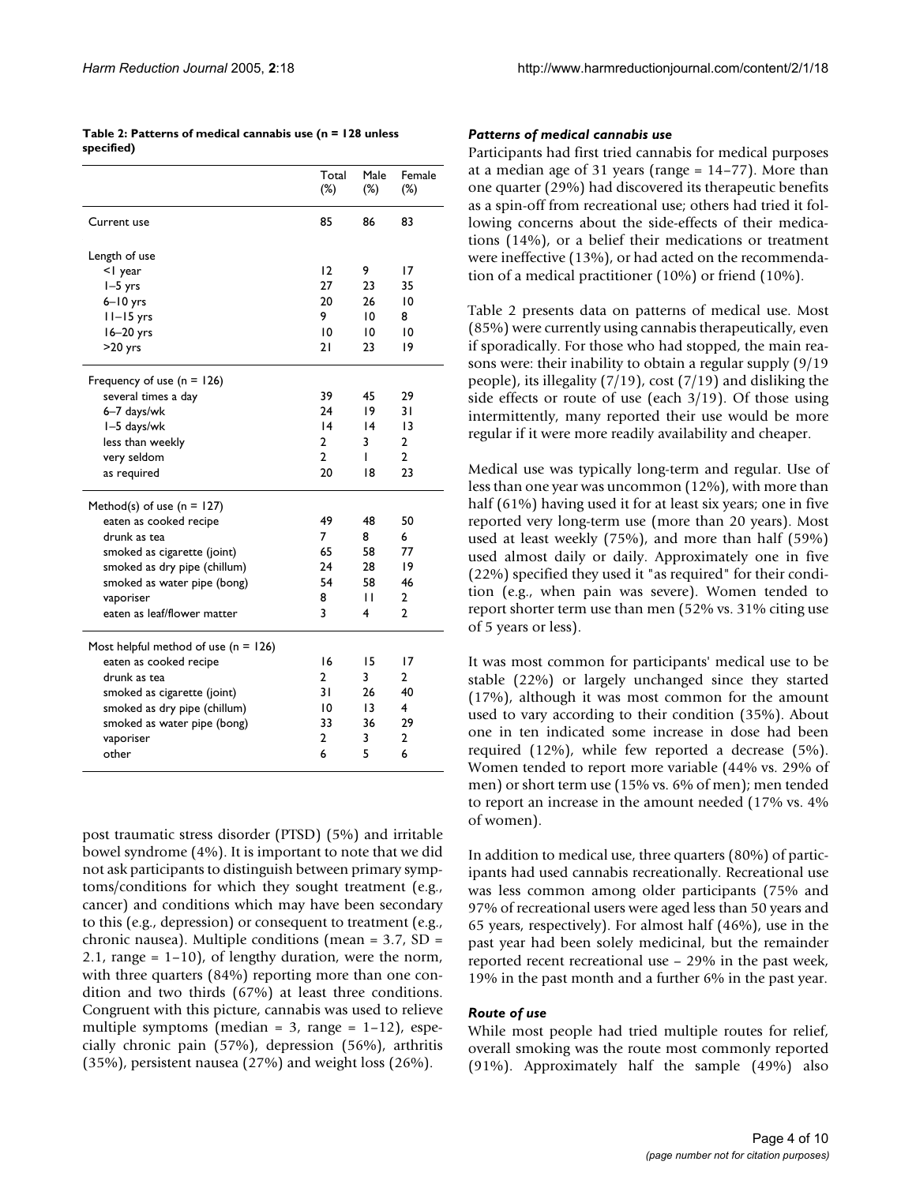**Table 2: Patterns of medical cannabis use (n = 128 unless specified)**

| | Total (%) | Male (%) | Female (%) |
|---|---|---|---|
| Current use | 85 | 86 | 83 |
| Length of use | | | |
| <1 year | 12 | 9 | 17 |
| 1–5 yrs | 27 | 23 | 35 |
| 6–10 yrs | 20 | 26 | 10 |
| 11–15 yrs | 9 | 10 | 8 |
| 16–20 yrs | 10 | 10 | 10 |
| >20 yrs | 21 | 23 | 19 |
| Frequency of use (n = 126) | | | |
| several times a day | 39 | 45 | 29 |
| 6–7 days/wk | 24 | 19 | 31 |
| 1–5 days/wk | 14 | 14 | 13 |
| less than weekly | 2 | 3 | 2 |
| very seldom | 2 | 1 | 2 |
| as required | 20 | 18 | 23 |
| Method(s) of use (n = 127) | | | |
| eaten as cooked recipe | 49 | 48 | 50 |
| drunk as tea | 7 | 8 | 6 |
| smoked as cigarette (joint) | 65 | 58 | 77 |
| smoked as dry pipe (chillum) | 24 | 28 | 19 |
| smoked as water pipe (bong) | 54 | 58 | 46 |
| vaporiser | 8 | 11 | 2 |
| eaten as leaf/flower matter | 3 | 4 | 2 |
| Most helpful method of use (n = 126) | | | |
| eaten as cooked recipe | 16 | 15 | 17 |
| drunk as tea | 2 | 3 | 2 |
| smoked as cigarette (joint) | 31 | 26 | 40 |
| smoked as dry pipe (chillum) | 10 | 13 | 4 |
| smoked as water pipe (bong) | 33 | 36 | 29 |
| vaporiser | 2 | 3 | 2 |
| other | 6 | 5 | 6 |

post traumatic stress disorder (PTSD) (5%) and irritable bowel syndrome (4%). It is important to note that we did not ask participants to distinguish between primary symptoms/conditions for which they sought treatment (e.g., cancer) and conditions which may have been secondary to this (e.g., depression) or consequent to treatment (e.g., chronic nausea). Multiple conditions (mean = 3.7, SD = 2.1, range = 1–10), of lengthy duration, were the norm, with three quarters (84%) reporting more than one condition and two thirds (67%) at least three conditions. Congruent with this picture, cannabis was used to relieve multiple symptoms (median = 3, range = 1–12), especially chronic pain (57%), depression (56%), arthritis (35%), persistent nausea (27%) and weight loss (26%).

### *Patterns of medical cannabis use*

Participants had first tried cannabis for medical purposes at a median age of 31 years (range = 14–77). More than one quarter (29%) had discovered its therapeutic benefits as a spin-off from recreational use; others had tried it following concerns about the side-effects of their medications (14%), or a belief their medications or treatment were ineffective (13%), or had acted on the recommendation of a medical practitioner (10%) or friend (10%).

Table 2 presents data on patterns of medical use. Most (85%) were currently using cannabis therapeutically, even if sporadically. For those who had stopped, the main reasons were: their inability to obtain a regular supply (9/19 people), its illegality (7/19), cost (7/19) and disliking the side effects or route of use (each 3/19). Of those using intermittently, many reported their use would be more regular if it were more readily availability and cheaper.

Medical use was typically long-term and regular. Use of less than one year was uncommon (12%), with more than half (61%) having used it for at least six years; one in five reported very long-term use (more than 20 years). Most used at least weekly (75%), and more than half (59%) used almost daily or daily. Approximately one in five (22%) specified they used it "as required" for their condition (e.g., when pain was severe). Women tended to report shorter term use than men (52% vs. 31% citing use of 5 years or less).

It was most common for participants' medical use to be stable (22%) or largely unchanged since they started (17%), although it was most common for the amount used to vary according to their condition (35%). About one in ten indicated some increase in dose had been required (12%), while few reported a decrease (5%). Women tended to report more variable (44% vs. 29% of men) or short term use (15% vs. 6% of men); men tended to report an increase in the amount needed (17% vs. 4% of women).

In addition to medical use, three quarters (80%) of participants had used cannabis recreationally. Recreational use was less common among older participants (75% and 97% of recreational users were aged less than 50 years and 65 years, respectively). For almost half (46%), use in the past year had been solely medicinal, but the remainder reported recent recreational use – 29% in the past week, 19% in the past month and a further 6% in the past year.

### *Route of use*

While most people had tried multiple routes for relief, overall smoking was the route most commonly reported (91%). Approximately half the sample (49%) also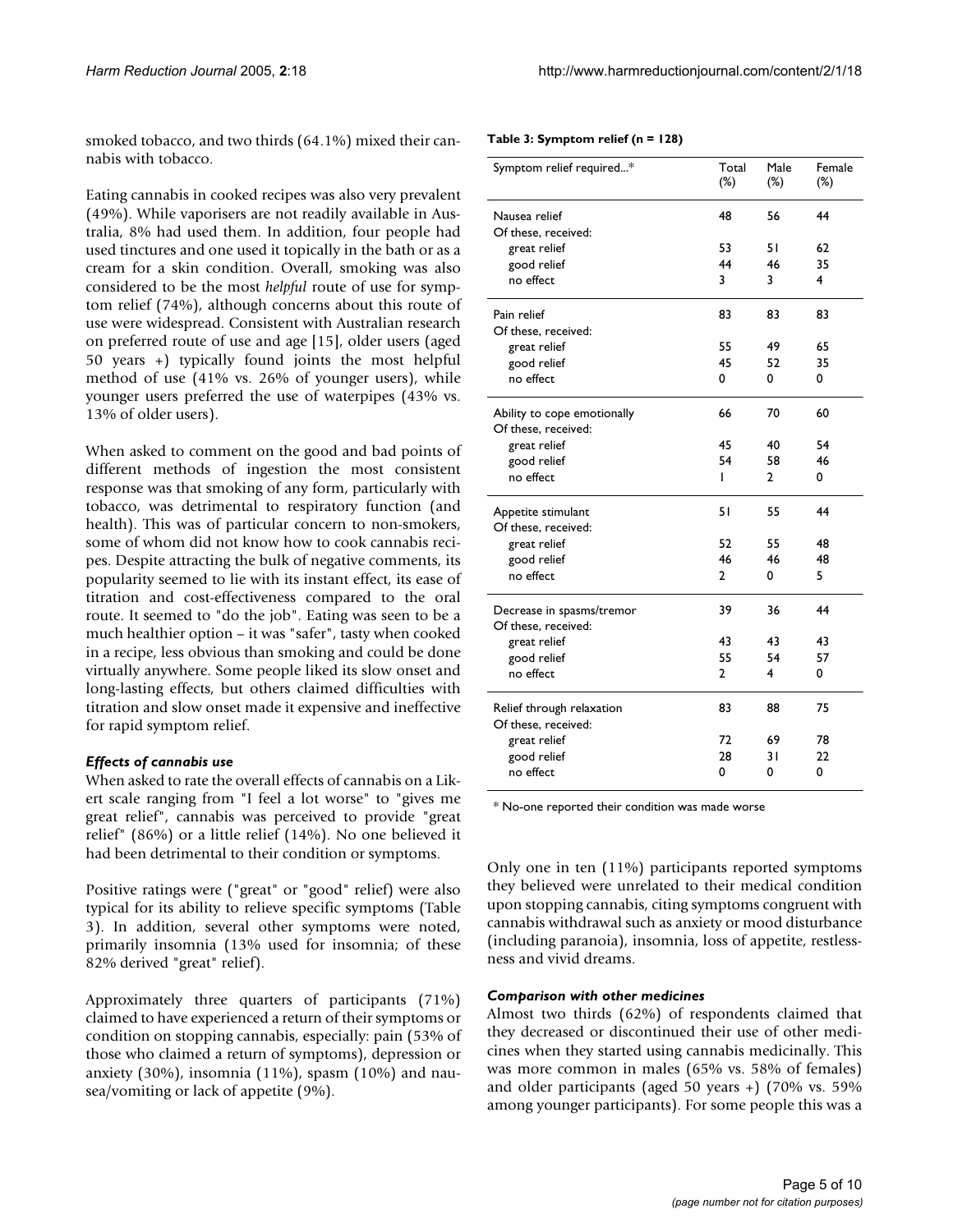smoked tobacco, and two thirds (64.1%) mixed their cannabis with tobacco.

Eating cannabis in cooked recipes was also very prevalent (49%). While vaporisers are not readily available in Australia, 8% had used them. In addition, four people had used tinctures and one used it topically in the bath or as a cream for a skin condition. Overall, smoking was also considered to be the most *helpful* route of use for symptom relief (74%), although concerns about this route of use were widespread. Consistent with Australian research on preferred route of use and age [15], older users (aged 50 years +) typically found joints the most helpful method of use (41% vs. 26% of younger users), while younger users preferred the use of waterpipes (43% vs. 13% of older users).

When asked to comment on the good and bad points of different methods of ingestion the most consistent response was that smoking of any form, particularly with tobacco, was detrimental to respiratory function (and health). This was of particular concern to non-smokers, some of whom did not know how to cook cannabis recipes. Despite attracting the bulk of negative comments, its popularity seemed to lie with its instant effect, its ease of titration and cost-effectiveness compared to the oral route. It seemed to "do the job". Eating was seen to be a much healthier option – it was "safer", tasty when cooked in a recipe, less obvious than smoking and could be done virtually anywhere. Some people liked its slow onset and long-lasting effects, but others claimed difficulties with titration and slow onset made it expensive and ineffective for rapid symptom relief.

### *Effects of cannabis use*

When asked to rate the overall effects of cannabis on a Likert scale ranging from "I feel a lot worse" to "gives me great relief", cannabis was perceived to provide "great relief" (86%) or a little relief (14%). No one believed it had been detrimental to their condition or symptoms.

Positive ratings were ("great" or "good" relief) were also typical for its ability to relieve specific symptoms (Table 3). In addition, several other symptoms were noted, primarily insomnia (13% used for insomnia; of these 82% derived "great" relief).

Approximately three quarters of participants (71%) claimed to have experienced a return of their symptoms or condition on stopping cannabis, especially: pain (53% of those who claimed a return of symptoms), depression or anxiety (30%), insomnia (11%), spasm (10%) and nausea/vomiting or lack of appetite (9%).

**Table 3: Symptom relief (n = 128)**

| Symptom relief required...* | Total (%) | Male (%) | Female (%) |
|---|---|---|---|
| Nausea relief | 48 | 56 | 44 |
| Of these, received: | | | |
| great relief | 53 | 51 | 62 |
| good relief | 44 | 46 | 35 |
| no effect | 3 | 3 | 4 |
| Pain relief | 83 | 83 | 83 |
| Of these, received: | | | |
| great relief | 55 | 49 | 65 |
| good relief | 45 | 52 | 35 |
| no effect | 0 | 0 | 0 |
| Ability to cope emotionally | 66 | 70 | 60 |
| Of these, received: | | | |
| great relief | 45 | 40 | 54 |
| good relief | 54 | 58 | 46 |
| no effect | 1 | 2 | 0 |
| Appetite stimulant | 51 | 55 | 44 |
| Of these, received: | | | |
| great relief | 52 | 55 | 48 |
| good relief | 46 | 46 | 48 |
| no effect | 2 | 0 | 5 |
| Decrease in spasms/tremor | 39 | 36 | 44 |
| Of these, received: | | | |
| great relief | 43 | 43 | 43 |
| good relief | 55 | 54 | 57 |
| no effect | 2 | 4 | 0 |
| Relief through relaxation | 83 | 88 | 75 |
| Of these, received: | | | |
| great relief | 72 | 69 | 78 |
| good relief | 28 | 31 | 22 |
| no effect | 0 | 0 | 0 |

\* No-one reported their condition was made worse

Only one in ten (11%) participants reported symptoms they believed were unrelated to their medical condition upon stopping cannabis, citing symptoms congruent with cannabis withdrawal such as anxiety or mood disturbance (including paranoia), insomnia, loss of appetite, restlessness and vivid dreams.

### *Comparison with other medicines*

Almost two thirds (62%) of respondents claimed that they decreased or discontinued their use of other medicines when they started using cannabis medicinally. This was more common in males (65% vs. 58% of females) and older participants (aged 50 years +) (70% vs. 59% among younger participants). For some people this was a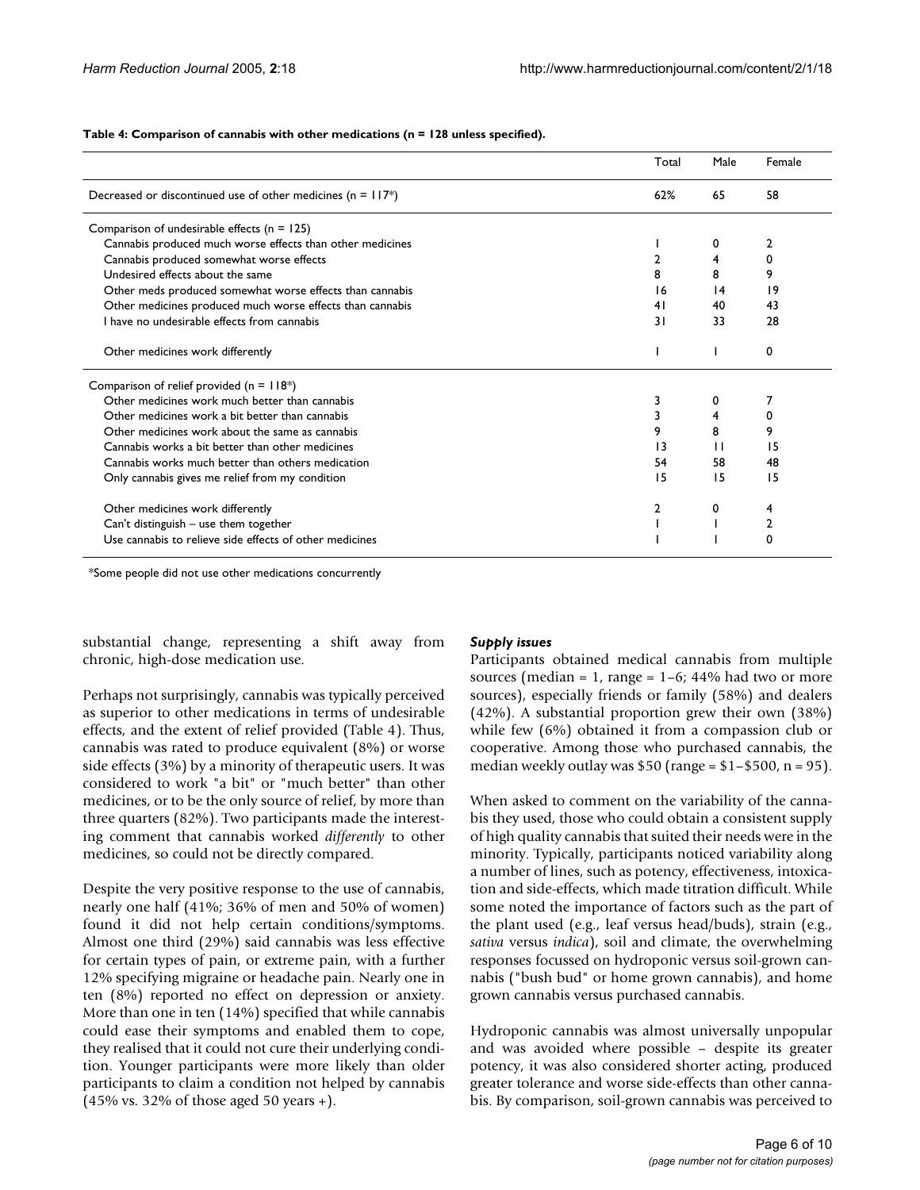**Table 4: Comparison of cannabis with other medications (n = 128 unless specified).**

| | Total | Male | Female |
|---|---|---|---|
| Decreased or discontinued use of other medicines (n = 117*) | 62% | 65 | 58 |
| Comparison of undesirable effects (n = 125) | | | |
| Cannabis produced much worse effects than other medicines | 1 | 0 | 2 |
| Cannabis produced somewhat worse effects | 2 | 4 | 0 |
| Undesired effects about the same | 8 | 8 | 9 |
| Other meds produced somewhat worse effects than cannabis | 16 | 14 | 19 |
| Other medicines produced much worse effects than cannabis | 41 | 40 | 43 |
| I have no undesirable effects from cannabis | 31 | 33 | 28 |
| Other medicines work differently | 1 | 1 | 0 |
| Comparison of relief provided (n = 118*) | | | |
| Other medicines work much better than cannabis | 3 | 0 | 7 |
| Other medicines work a bit better than cannabis | 3 | 4 | 0 |
| Other medicines work about the same as cannabis | 9 | 8 | 9 |
| Cannabis works a bit better than other medicines | 13 | 11 | 15 |
| Cannabis works much better than others medication | 54 | 58 | 48 |
| Only cannabis gives me relief from my condition | 15 | 15 | 15 |
| Other medicines work differently | 2 | 0 | 4 |
| Can't distinguish – use them together | 1 | 1 | 2 |
| Use cannabis to relieve side effects of other medicines | 1 | 1 | 0 |

*Some people did not use other medications concurrently

substantial change, representing a shift away from chronic, high-dose medication use.

Perhaps not surprisingly, cannabis was typically perceived as superior to other medications in terms of undesirable effects, and the extent of relief provided (Table 4). Thus, cannabis was rated to produce equivalent (8%) or worse side effects (3%) by a minority of therapeutic users. It was considered to work "a bit" or "much better" than other medicines, or to be the only source of relief, by more than three quarters (82%). Two participants made the interesting comment that cannabis worked *differently* to other medicines, so could not be directly compared.

Despite the very positive response to the use of cannabis, nearly one half (41%; 36% of men and 50% of women) found it did not help certain conditions/symptoms. Almost one third (29%) said cannabis was less effective for certain types of pain, or extreme pain, with a further 12% specifying migraine or headache pain. Nearly one in ten (8%) reported no effect on depression or anxiety. More than one in ten (14%) specified that while cannabis could ease their symptoms and enabled them to cope, they realised that it could not cure their underlying condition. Younger participants were more likely than older participants to claim a condition not helped by cannabis (45% vs. 32% of those aged 50 years +).

### *Supply issues*

Participants obtained medical cannabis from multiple sources (median = 1, range = 1–6; 44% had two or more sources), especially friends or family (58%) and dealers (42%). A substantial proportion grew their own (38%) while few (6%) obtained it from a compassion club or cooperative. Among those who purchased cannabis, the median weekly outlay was $50 (range = $1–$500, n = 95).

When asked to comment on the variability of the cannabis they used, those who could obtain a consistent supply of high quality cannabis that suited their needs were in the minority. Typically, participants noticed variability along a number of lines, such as potency, effectiveness, intoxication and side-effects, which made titration difficult. While some noted the importance of factors such as the part of the plant used (e.g., leaf versus head/buds), strain (e.g., *sativa* versus *indica*), soil and climate, the overwhelming responses focussed on hydroponic versus soil-grown cannabis ("bush bud" or home grown cannabis), and home grown cannabis versus purchased cannabis.

Hydroponic cannabis was almost universally unpopular and was avoided where possible – despite its greater potency, it was also considered shorter acting, produced greater tolerance and worse side-effects than other cannabis. By comparison, soil-grown cannabis was perceived to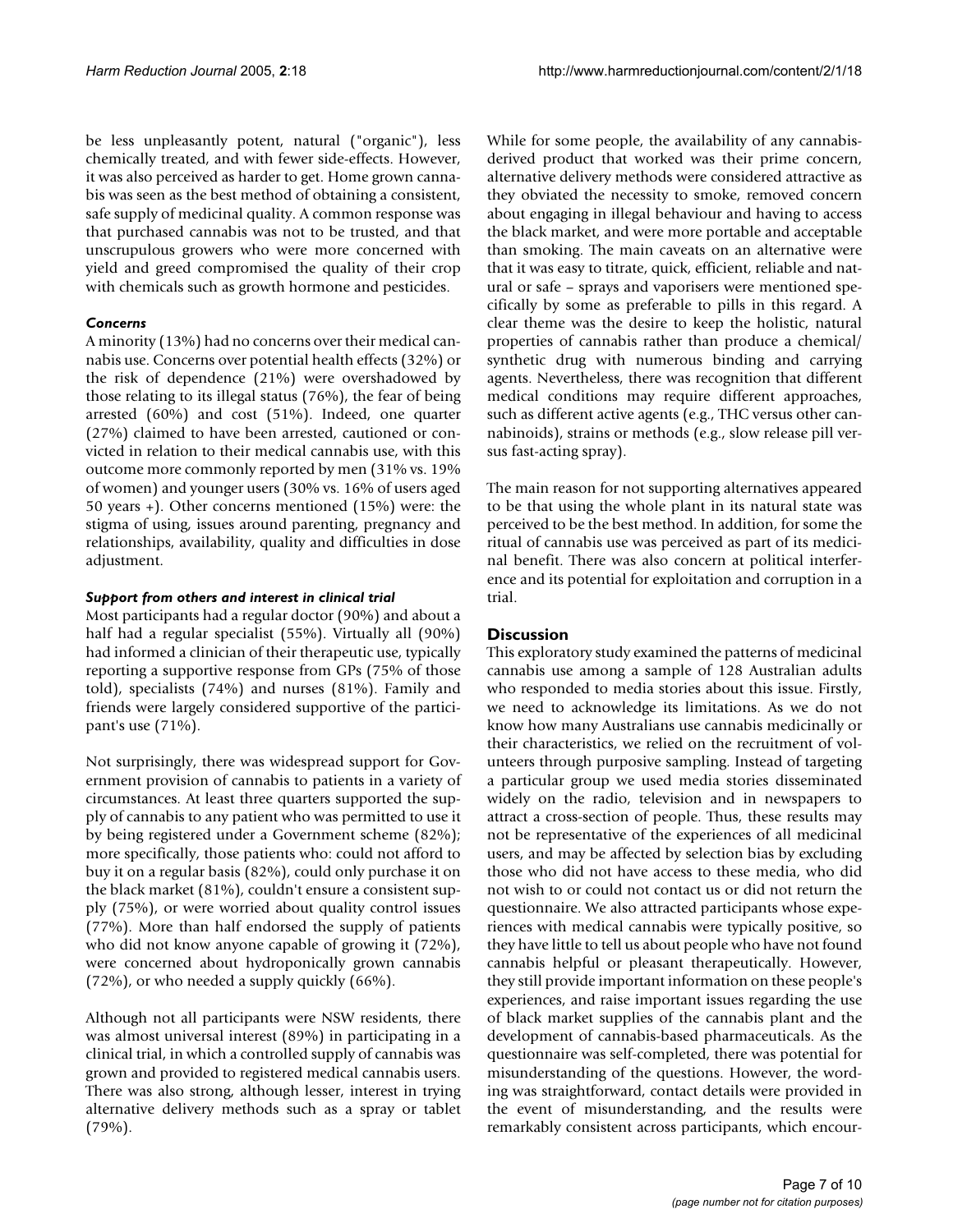be less unpleasantly potent, natural ("organic"), less chemically treated, and with fewer side-effects. However, it was also perceived as harder to get. Home grown cannabis was seen as the best method of obtaining a consistent, safe supply of medicinal quality. A common response was that purchased cannabis was not to be trusted, and that unscrupulous growers who were more concerned with yield and greed compromised the quality of their crop with chemicals such as growth hormone and pesticides.

#### *Concerns*

A minority (13%) had no concerns over their medical cannabis use. Concerns over potential health effects (32%) or the risk of dependence (21%) were overshadowed by those relating to its illegal status (76%), the fear of being arrested (60%) and cost (51%). Indeed, one quarter (27%) claimed to have been arrested, cautioned or convicted in relation to their medical cannabis use, with this outcome more commonly reported by men (31% vs. 19% of women) and younger users (30% vs. 16% of users aged 50 years +). Other concerns mentioned (15%) were: the stigma of using, issues around parenting, pregnancy and relationships, availability, quality and difficulties in dose adjustment.

#### *Support from others and interest in clinical trial*

Most participants had a regular doctor (90%) and about a half had a regular specialist (55%). Virtually all (90%) had informed a clinician of their therapeutic use, typically reporting a supportive response from GPs (75% of those told), specialists (74%) and nurses (81%). Family and friends were largely considered supportive of the participant's use (71%).

Not surprisingly, there was widespread support for Government provision of cannabis to patients in a variety of circumstances. At least three quarters supported the supply of cannabis to any patient who was permitted to use it by being registered under a Government scheme (82%); more specifically, those patients who: could not afford to buy it on a regular basis (82%), could only purchase it on the black market (81%), couldn't ensure a consistent supply (75%), or were worried about quality control issues (77%). More than half endorsed the supply of patients who did not know anyone capable of growing it (72%), were concerned about hydroponically grown cannabis (72%), or who needed a supply quickly (66%).

Although not all participants were NSW residents, there was almost universal interest (89%) in participating in a clinical trial, in which a controlled supply of cannabis was grown and provided to registered medical cannabis users. There was also strong, although lesser, interest in trying alternative delivery methods such as a spray or tablet (79%).

While for some people, the availability of any cannabis-derived product that worked was their prime concern, alternative delivery methods were considered attractive as they obviated the necessity to smoke, removed concern about engaging in illegal behaviour and having to access the black market, and were more portable and acceptable than smoking. The main caveats on an alternative were that it was easy to titrate, quick, efficient, reliable and natural or safe – sprays and vaporisers were mentioned specifically by some as preferable to pills in this regard. A clear theme was the desire to keep the holistic, natural properties of cannabis rather than produce a chemical/synthetic drug with numerous binding and carrying agents. Nevertheless, there was recognition that different medical conditions may require different approaches, such as different active agents (e.g., THC versus other cannabinoids), strains or methods (e.g., slow release pill versus fast-acting spray).

The main reason for not supporting alternatives appeared to be that using the whole plant in its natural state was perceived to be the best method. In addition, for some the ritual of cannabis use was perceived as part of its medicinal benefit. There was also concern at political interference and its potential for exploitation and corruption in a trial.

## Discussion

This exploratory study examined the patterns of medicinal cannabis use among a sample of 128 Australian adults who responded to media stories about this issue. Firstly, we need to acknowledge its limitations. As we do not know how many Australians use cannabis medicinally or their characteristics, we relied on the recruitment of volunteers through purposive sampling. Instead of targeting a particular group we used media stories disseminated widely on the radio, television and in newspapers to attract a cross-section of people. Thus, these results may not be representative of the experiences of all medicinal users, and may be affected by selection bias by excluding those who did not have access to these media, who did not wish to or could not contact us or did not return the questionnaire. We also attracted participants whose experiences with medical cannabis were typically positive, so they have little to tell us about people who have not found cannabis helpful or pleasant therapeutically. However, they still provide important information on these people's experiences, and raise important issues regarding the use of black market supplies of the cannabis plant and the development of cannabis-based pharmaceuticals. As the questionnaire was self-completed, there was potential for misunderstanding of the questions. However, the wording was straightforward, contact details were provided in the event of misunderstanding, and the results were remarkably consistent across participants, which encour-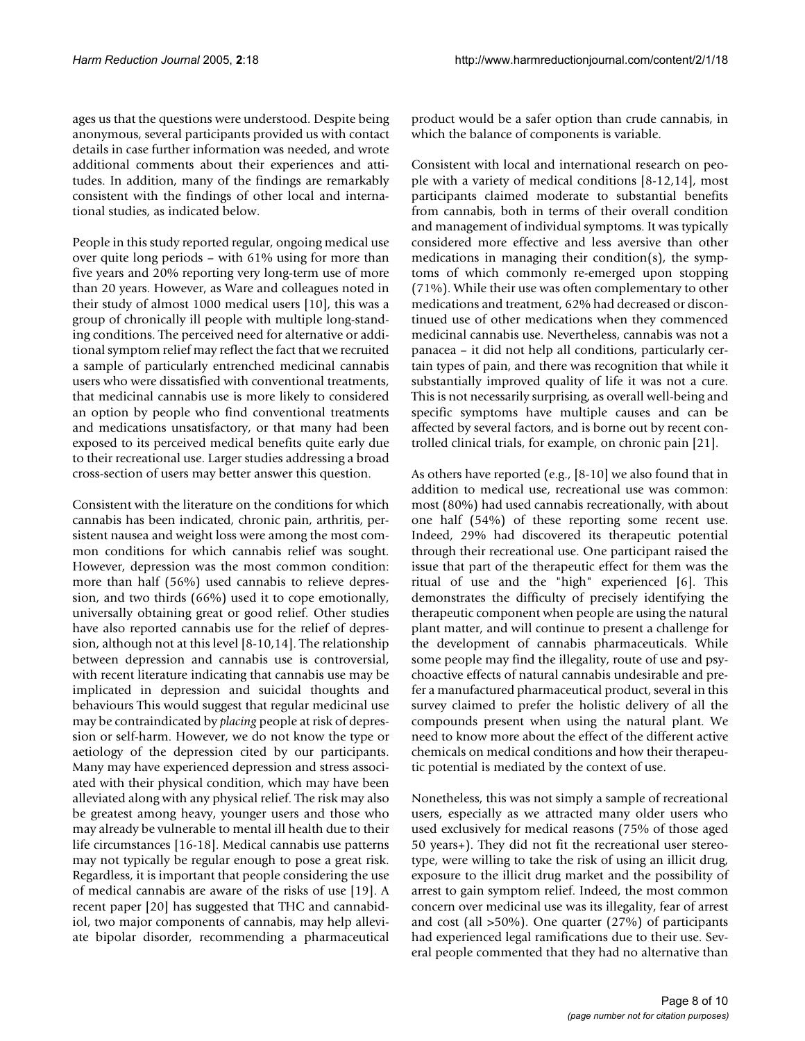ages us that the questions were understood. Despite being anonymous, several participants provided us with contact details in case further information was needed, and wrote additional comments about their experiences and attitudes. In addition, many of the findings are remarkably consistent with the findings of other local and international studies, as indicated below.

People in this study reported regular, ongoing medical use over quite long periods – with 61% using for more than five years and 20% reporting very long-term use of more than 20 years. However, as Ware and colleagues noted in their study of almost 1000 medical users [10], this was a group of chronically ill people with multiple long-standing conditions. The perceived need for alternative or additional symptom relief may reflect the fact that we recruited a sample of particularly entrenched medicinal cannabis users who were dissatisfied with conventional treatments, that medicinal cannabis use is more likely to considered an option by people who find conventional treatments and medications unsatisfactory, or that many had been exposed to its perceived medical benefits quite early due to their recreational use. Larger studies addressing a broad cross-section of users may better answer this question.

Consistent with the literature on the conditions for which cannabis has been indicated, chronic pain, arthritis, persistent nausea and weight loss were among the most common conditions for which cannabis relief was sought. However, depression was the most common condition: more than half (56%) used cannabis to relieve depression, and two thirds (66%) used it to cope emotionally, universally obtaining great or good relief. Other studies have also reported cannabis use for the relief of depression, although not at this level [8-10,14]. The relationship between depression and cannabis use is controversial, with recent literature indicating that cannabis use may be implicated in depression and suicidal thoughts and behaviours This would suggest that regular medicinal use may be contraindicated by *placing* people at risk of depression or self-harm. However, we do not know the type or aetiology of the depression cited by our participants. Many may have experienced depression and stress associated with their physical condition, which may have been alleviated along with any physical relief. The risk may also be greatest among heavy, younger users and those who may already be vulnerable to mental ill health due to their life circumstances [16-18]. Medical cannabis use patterns may not typically be regular enough to pose a great risk. Regardless, it is important that people considering the use of medical cannabis are aware of the risks of use [19]. A recent paper [20] has suggested that THC and cannabidiol, two major components of cannabis, may help alleviate bipolar disorder, recommending a pharmaceutical product would be a safer option than crude cannabis, in which the balance of components is variable.

Consistent with local and international research on people with a variety of medical conditions [8-12,14], most participants claimed moderate to substantial benefits from cannabis, both in terms of their overall condition and management of individual symptoms. It was typically considered more effective and less aversive than other medications in managing their condition(s), the symptoms of which commonly re-emerged upon stopping (71%). While their use was often complementary to other medications and treatment, 62% had decreased or discontinued use of other medications when they commenced medicinal cannabis use. Nevertheless, cannabis was not a panacea – it did not help all conditions, particularly certain types of pain, and there was recognition that while it substantially improved quality of life it was not a cure. This is not necessarily surprising, as overall well-being and specific symptoms have multiple causes and can be affected by several factors, and is borne out by recent controlled clinical trials, for example, on chronic pain [21].

As others have reported (e.g., [8-10] we also found that in addition to medical use, recreational use was common: most (80%) had used cannabis recreationally, with about one half (54%) of these reporting some recent use. Indeed, 29% had discovered its therapeutic potential through their recreational use. One participant raised the issue that part of the therapeutic effect for them was the ritual of use and the "high" experienced [6]. This demonstrates the difficulty of precisely identifying the therapeutic component when people are using the natural plant matter, and will continue to present a challenge for the development of cannabis pharmaceuticals. While some people may find the illegality, route of use and psychoactive effects of natural cannabis undesirable and prefer a manufactured pharmaceutical product, several in this survey claimed to prefer the holistic delivery of all the compounds present when using the natural plant. We need to know more about the effect of the different active chemicals on medical conditions and how their therapeutic potential is mediated by the context of use.

Nonetheless, this was not simply a sample of recreational users, especially as we attracted many older users who used exclusively for medical reasons (75% of those aged 50 years+). They did not fit the recreational user stereotype, were willing to take the risk of using an illicit drug, exposure to the illicit drug market and the possibility of arrest to gain symptom relief. Indeed, the most common concern over medicinal use was its illegality, fear of arrest and cost (all >50%). One quarter (27%) of participants had experienced legal ramifications due to their use. Several people commented that they had no alternative than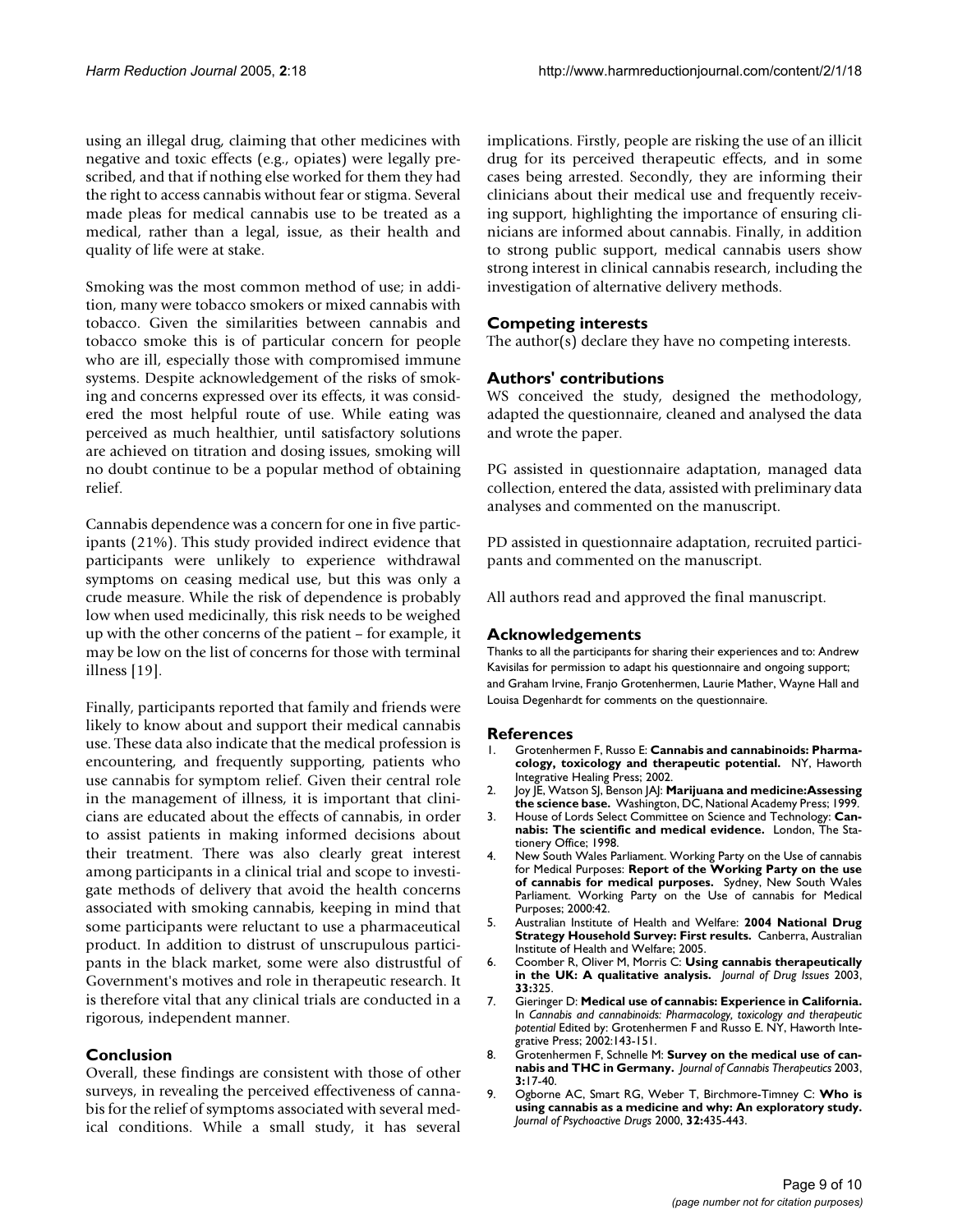using an illegal drug, claiming that other medicines with negative and toxic effects (e.g., opiates) were legally prescribed, and that if nothing else worked for them they had the right to access cannabis without fear or stigma. Several made pleas for medical cannabis use to be treated as a medical, rather than a legal, issue, as their health and quality of life were at stake.

Smoking was the most common method of use; in addition, many were tobacco smokers or mixed cannabis with tobacco. Given the similarities between cannabis and tobacco smoke this is of particular concern for people who are ill, especially those with compromised immune systems. Despite acknowledgement of the risks of smoking and concerns expressed over its effects, it was considered the most helpful route of use. While eating was perceived as much healthier, until satisfactory solutions are achieved on titration and dosing issues, smoking will no doubt continue to be a popular method of obtaining relief.

Cannabis dependence was a concern for one in five participants (21%). This study provided indirect evidence that participants were unlikely to experience withdrawal symptoms on ceasing medical use, but this was only a crude measure. While the risk of dependence is probably low when used medicinally, this risk needs to be weighed up with the other concerns of the patient – for example, it may be low on the list of concerns for those with terminal illness [19].

Finally, participants reported that family and friends were likely to know about and support their medical cannabis use. These data also indicate that the medical profession is encountering, and frequently supporting, patients who use cannabis for symptom relief. Given their central role in the management of illness, it is important that clinicians are educated about the effects of cannabis, in order to assist patients in making informed decisions about their treatment. There was also clearly great interest among participants in a clinical trial and scope to investigate methods of delivery that avoid the health concerns associated with smoking cannabis, keeping in mind that some participants were reluctant to use a pharmaceutical product. In addition to distrust of unscrupulous participants in the black market, some were also distrustful of Government's motives and role in therapeutic research. It is therefore vital that any clinical trials are conducted in a rigorous, independent manner.

## Conclusion

Overall, these findings are consistent with those of other surveys, in revealing the perceived effectiveness of cannabis for the relief of symptoms associated with several medical conditions. While a small study, it has several implications. Firstly, people are risking the use of an illicit drug for its perceived therapeutic effects, and in some cases being arrested. Secondly, they are informing their clinicians about their medical use and frequently receiving support, highlighting the importance of ensuring clinicians are informed about cannabis. Finally, in addition to strong public support, medical cannabis users show strong interest in clinical cannabis research, including the investigation of alternative delivery methods.

## Competing interests

The author(s) declare they have no competing interests.

## Authors' contributions

WS conceived the study, designed the methodology, adapted the questionnaire, cleaned and analysed the data and wrote the paper.

PG assisted in questionnaire adaptation, managed data collection, entered the data, assisted with preliminary data analyses and commented on the manuscript.

PD assisted in questionnaire adaptation, recruited participants and commented on the manuscript.

All authors read and approved the final manuscript.

## Acknowledgements

Thanks to all the participants for sharing their experiences and to: Andrew Kavisilas for permission to adapt his questionnaire and ongoing support; and Graham Irvine, Franjo Grotenhermen, Laurie Mather, Wayne Hall and Louisa Degenhardt for comments on the questionnaire.

## References

1. Grotenhermen F, Russo E: **Cannabis and cannabinoids: Pharmacology, toxicology and therapeutic potential.** NY, Haworth Integrative Healing Press; 2002.
2. Joy JE, Watson SJ, Benson JAJ: **Marijuana and medicine:Assessing the science base.** Washington, DC, National Academy Press; 1999.
3. House of Lords Select Committee on Science and Technology: **Cannabis: The scientific and medical evidence.** London, The Stationery Office; 1998.
4. New South Wales Parliament. Working Party on the Use of cannabis for Medical Purposes: **Report of the Working Party on the use of cannabis for medical purposes.** Sydney, New South Wales Parliament. Working Party on the Use of cannabis for Medical Purposes; 2000:42.
5. Australian Institute of Health and Welfare: **2004 National Drug Strategy Household Survey: First results.** Canberra, Australian Institute of Health and Welfare; 2005.
6. Coomber R, Oliver M, Morris C: **Using cannabis therapeutically in the UK: A qualitative analysis.** *Journal of Drug Issues* 2003, **33:**325.
7. Gieringer D: **Medical use of cannabis: Experience in California.** In *Cannabis and cannabinoids: Pharmacology, toxicology and therapeutic potential* Edited by: Grotenhermen F and Russo E. NY, Haworth Integrative Press; 2002:143-151.
8. Grotenhermen F, Schnelle M: **Survey on the medical use of cannabis and THC in Germany.** *Journal of Cannabis Therapeutics* 2003, **3:**17-40.
9. Ogborne AC, Smart RG, Weber T, Birchmore-Timney C: **Who is using cannabis as a medicine and why: An exploratory study.** *Journal of Psychoactive Drugs* 2000, **32:**435-443.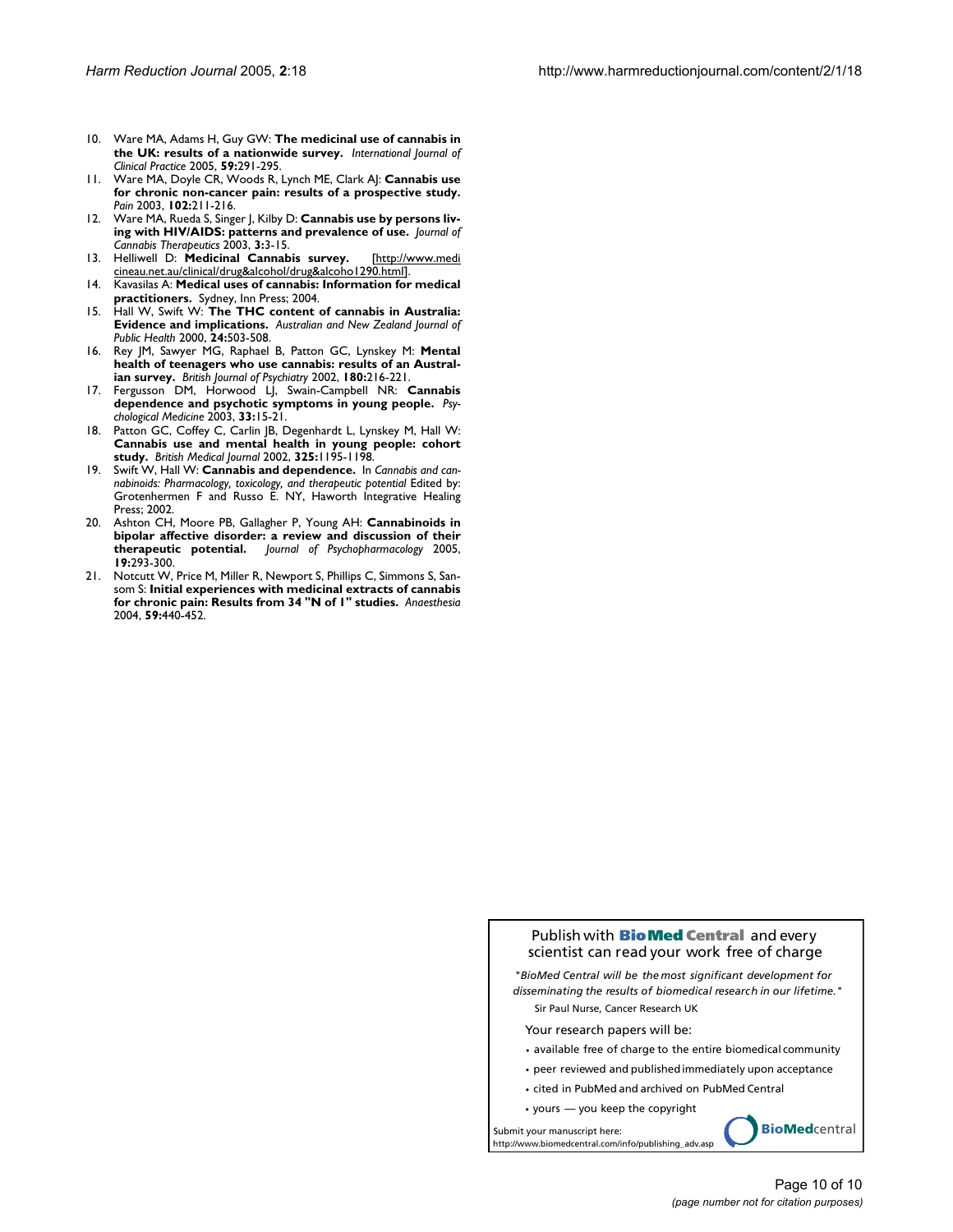10. Ware MA, Adams H, Guy GW: **The medicinal use of cannabis in the UK: results of a nationwide survey.** *International Journal of Clinical Practice* 2005, **59:**291-295.
11. Ware MA, Doyle CR, Woods R, Lynch ME, Clark AJ: **Cannabis use for chronic non-cancer pain: results of a prospective study.** *Pain* 2003, **102:**211-216.
12. Ware MA, Rueda S, Singer J, Kilby D: **Cannabis use by persons living with HIV/AIDS: patterns and prevalence of use.** *Journal of Cannabis Therapeutics* 2003, **3:**3-15.
13. Helliwell D: **Medicinal Cannabis survey.** [http://www.medicineau.net.au/clinical/drug&alcohol/drug&alcoho1290.html].
14. Kavasilas A: **Medical uses of cannabis: Information for medical practitioners.** Sydney, Inn Press; 2004.
15. Hall W, Swift W: **The THC content of cannabis in Australia: Evidence and implications.** *Australian and New Zealand Journal of Public Health* 2000, **24:**503-508.
16. Rey JM, Sawyer MG, Raphael B, Patton GC, Lynskey M: **Mental health of teenagers who use cannabis: results of an Australian survey.** *British Journal of Psychiatry* 2002, **180:**216-221.
17. Fergusson DM, Horwood LJ, Swain-Campbell NR: **Cannabis dependence and psychotic symptoms in young people.** *Psychological Medicine* 2003, **33:**15-21.
18. Patton GC, Coffey C, Carlin JB, Degenhardt L, Lynskey M, Hall W: **Cannabis use and mental health in young people: cohort study.** *British Medical Journal* 2002, **325:**1195-1198.
19. Swift W, Hall W: **Cannabis and dependence.** In *Cannabis and cannabinoids: Pharmacology, toxicology, and therapeutic potential* Edited by: Grotenhermen F and Russo E. NY, Haworth Integrative Healing Press; 2002.
20. Ashton CH, Moore PB, Gallagher P, Young AH: **Cannabinoids in bipolar affective disorder: a review and discussion of their therapeutic potential.** *Journal of Psychopharmacology* 2005, **19:**293-300.
21. Notcutt W, Price M, Miller R, Newport S, Phillips C, Simmons S, Sansom S: **Initial experiences with medicinal extracts of cannabis for chronic pain: Results from 34 "N of 1" studies.** *Anaesthesia* 2004, **59:**440-452.

Publish with **BioMed Central** and every scientist can read your work free of charge

*"BioMed Central will be the most significant development for disseminating the results of biomedical research in our lifetime."*

Sir Paul Nurse, Cancer Research UK

Your research papers will be:

- available free of charge to the entire biomedical community
- peer reviewed and published immediately upon acceptance
- cited in PubMed and archived on PubMed Central
- yours — you keep the copyright

Submit your manuscript here:
http://www.biomedcentral.com/info/publishing_adv.asp

**BioMed**central